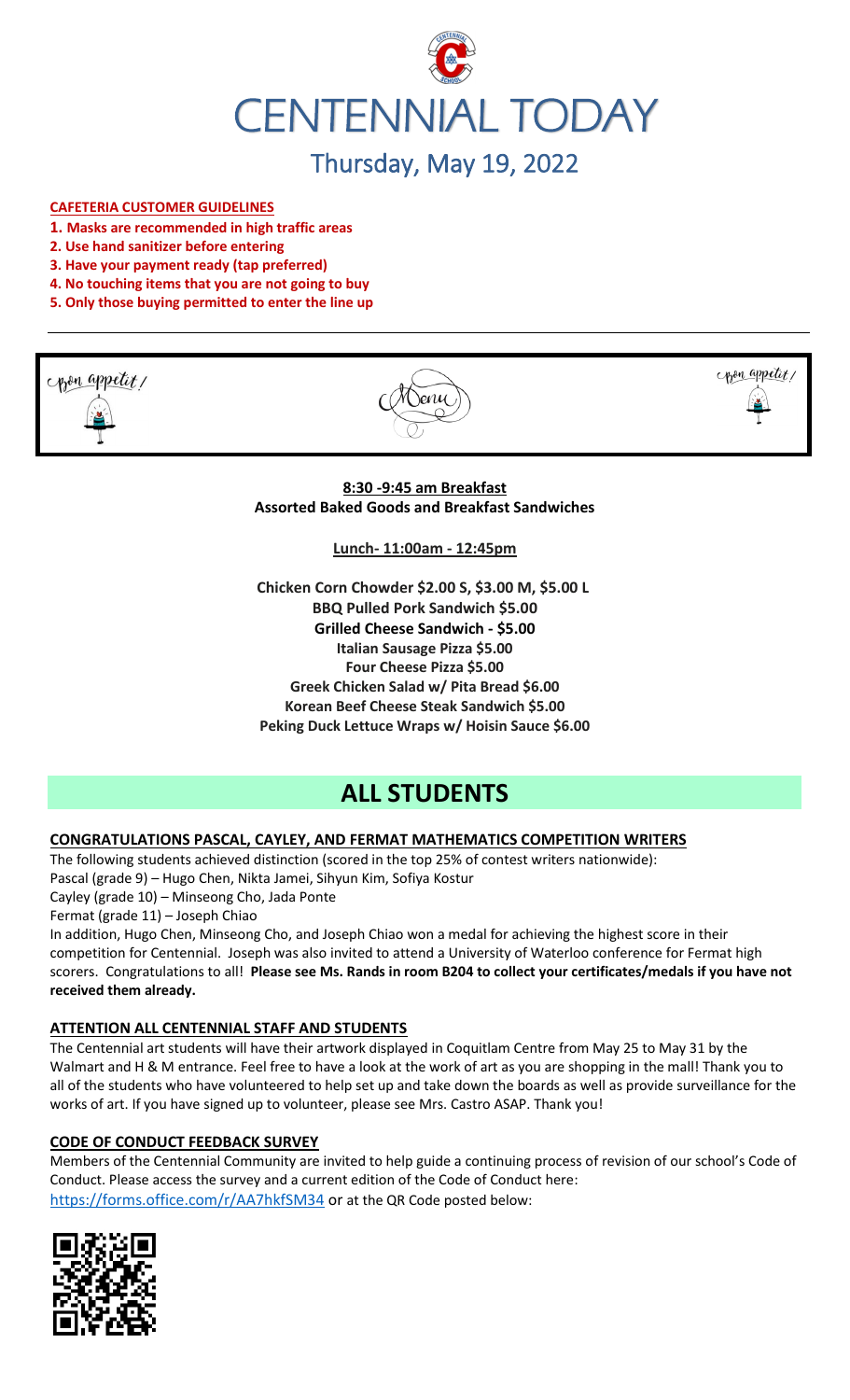# CENTENNIAL TODAY

## Thursday, May 19, 2022

**CAFETERIA CUSTOMER GUIDELINES**

1. **Masks are recommended in high traffic areas**
2. **Use hand sanitizer before entering**
3. **Have your payment ready (tap preferred)**
4. **No touching items that you are not going to buy**
5. **Only those buying permitted to enter the line up**

Bon appetit! Menu Bon appetit!

**8:30 -9:45 am Breakfast**
**Assorted Baked Goods and Breakfast Sandwiches**

**Lunch- 11:00am - 12:45pm**

**Chicken Corn Chowder $2.00 S, $3.00 M, $5.00 L**
**BBQ Pulled Pork Sandwich $5.00**
**Grilled Cheese Sandwich - $5.00**
**Italian Sausage Pizza $5.00**
**Four Cheese Pizza $5.00**
**Greek Chicken Salad w/ Pita Bread $6.00**
**Korean Beef Cheese Steak Sandwich $5.00**
**Peking Duck Lettuce Wraps w/ Hoisin Sauce $6.00**

# ALL STUDENTS

**CONGRATULATIONS PASCAL, CAYLEY, AND FERMAT MATHEMATICS COMPETITION WRITERS**

The following students achieved distinction (scored in the top 25% of contest writers nationwide):
Pascal (grade 9) – Hugo Chen, Nikta Jamei, Sihyun Kim, Sofiya Kostur
Cayley (grade 10) – Minseong Cho, Jada Ponte
Fermat (grade 11) – Joseph Chiao

In addition, Hugo Chen, Minseong Cho, and Joseph Chiao won a medal for achieving the highest score in their competition for Centennial. Joseph was also invited to attend a University of Waterloo conference for Fermat high scorers. Congratulations to all! **Please see Ms. Rands in room B204 to collect your certificates/medals if you have not received them already.**

**ATTENTION ALL CENTENNIAL STAFF AND STUDENTS**

The Centennial art students will have their artwork displayed in Coquitlam Centre from May 25 to May 31 by the Walmart and H & M entrance. Feel free to have a look at the work of art as you are shopping in the mall! Thank you to all of the students who have volunteered to help set up and take down the boards as well as provide surveillance for the works of art. If you have signed up to volunteer, please see Mrs. Castro ASAP. Thank you!

**CODE OF CONDUCT FEEDBACK SURVEY**

Members of the Centennial Community are invited to help guide a continuing process of revision of our school's Code of Conduct. Please access the survey and a current edition of the Code of Conduct here:
https://forms.office.com/r/AA7hkfSM34 or at the QR Code posted below: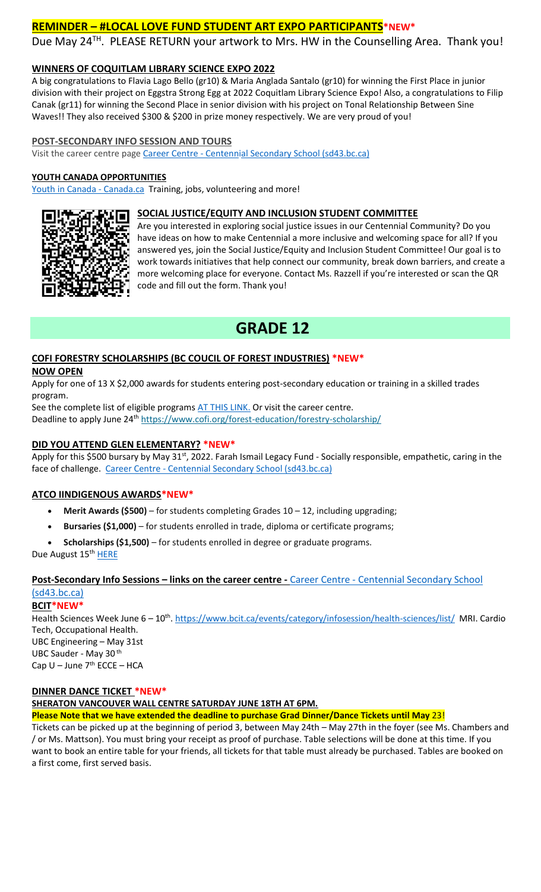## REMINDER – #LOCAL LOVE FUND STUDENT ART EXPO PARTICIPANTS*NEW*

Due May 24TH. PLEASE RETURN your artwork to Mrs. HW in the Counselling Area. Thank you!

**WINNERS OF COQUITLAM LIBRARY SCIENCE EXPO 2022**

A big congratulations to Flavia Lago Bello (gr10) & Maria Anglada Santalo (gr10) for winning the First Place in junior division with their project on Eggstra Strong Egg at 2022 Coquitlam Library Science Expo! Also, a congratulations to Filip Canak (gr11) for winning the Second Place in senior division with his project on Tonal Relationship Between Sine Waves!! They also received $300 & $200 in prize money respectively. We are very proud of you!

**POST-SECONDARY INFO SESSION AND TOURS**

Visit the career centre page Career Centre - Centennial Secondary School (sd43.bc.ca)

**YOUTH CANADA OPPORTUNITIES**

Youth in Canada - Canada.ca Training, jobs, volunteering and more!

**SOCIAL JUSTICE/EQUITY AND INCLUSION STUDENT COMMITTEE**

Are you interested in exploring social justice issues in our Centennial Community? Do you have ideas on how to make Centennial a more inclusive and welcoming space for all? If you answered yes, join the Social Justice/Equity and Inclusion Student Committee! Our goal is to work towards initiatives that help connect our community, break down barriers, and create a more welcoming place for everyone. Contact Ms. Razzell if you're interested or scan the QR code and fill out the form. Thank you!

# GRADE 12

**COFI FORESTRY SCHOLARSHIPS (BC COUCIL OF FOREST INDUSTRIES) *NEW***

**NOW OPEN**

Apply for one of 13 X $2,000 awards for students entering post-secondary education or training in a skilled trades program.

See the complete list of eligible programs AT THIS LINK. Or visit the career centre.

Deadline to apply June 24th https://www.cofi.org/forest-education/forestry-scholarship/

**DID YOU ATTEND GLEN ELEMENTARY? *NEW***

Apply for this $500 bursary by May 31st, 2022. Farah Ismail Legacy Fund - Socially responsible, empathetic, caring in the face of challenge. Career Centre - Centennial Secondary School (sd43.bc.ca)

**ATCO IINDIGENOUS AWARDS*NEW***

- **Merit Awards ($500)** – for students completing Grades 10 – 12, including upgrading;
- **Bursaries ($1,000)** – for students enrolled in trade, diploma or certificate programs;
- **Scholarships ($1,500)** – for students enrolled in degree or graduate programs.

Due August 15th HERE

**Post-Secondary Info Sessions – links on the career centre -** Career Centre - Centennial Secondary School (sd43.bc.ca)

**BCIT*NEW***

Health Sciences Week June 6 – 10th. https://www.bcit.ca/events/category/infosession/health-sciences/list/ MRI. Cardio Tech, Occupational Health.

UBC Engineering – May 31st

UBC Sauder - May 30th

Cap U – June 7th ECCE – HCA

**DINNER DANCE TICKET *NEW***

**SHERATON VANCOUVER WALL CENTRE SATURDAY JUNE 18TH AT 6PM.**

**Please Note that we have extended the deadline to purchase Grad Dinner/Dance Tickets until May 23!**

Tickets can be picked up at the beginning of period 3, between May 24th – May 27th in the foyer (see Ms. Chambers and / or Ms. Mattson). You must bring your receipt as proof of purchase. Table selections will be done at this time. If you want to book an entire table for your friends, all tickets for that table must already be purchased. Tables are booked on a first come, first served basis.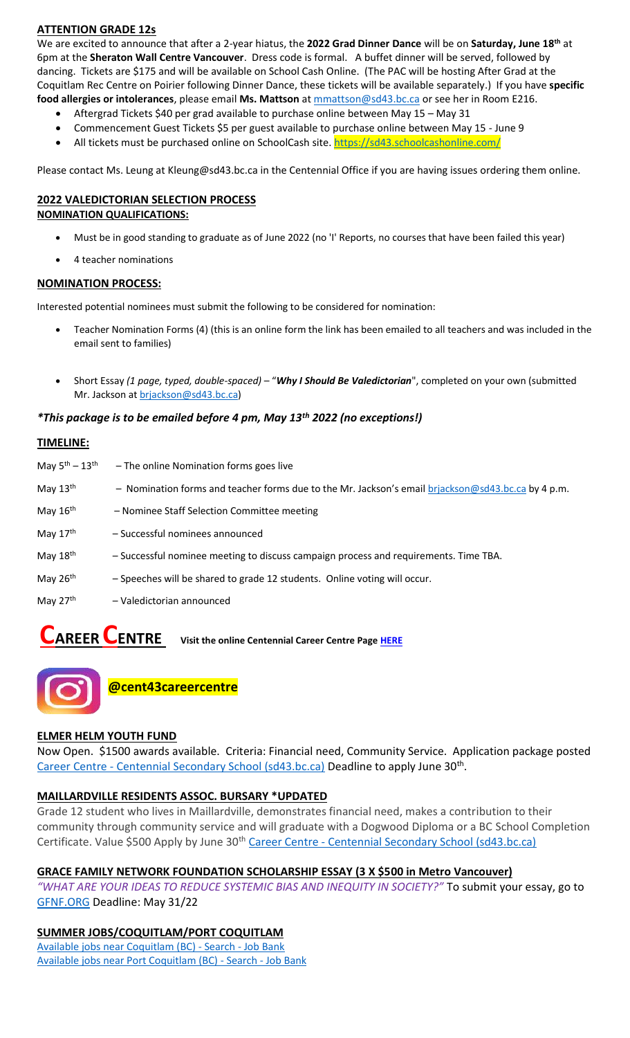## ATTENTION GRADE 12s

We are excited to announce that after a 2-year hiatus, the **2022 Grad Dinner Dance** will be on **Saturday, June 18th** at 6pm at the **Sheraton Wall Centre Vancouver**. Dress code is formal. A buffet dinner will be served, followed by dancing. Tickets are $175 and will be available on School Cash Online. (The PAC will be hosting After Grad at the Coquitlam Rec Centre on Poirier following Dinner Dance, these tickets will be available separately.) If you have **specific food allergies or intolerances**, please email **Ms. Mattson** at mmattson@sd43.bc.ca or see her in Room E216.

- Aftergrad Tickets $40 per grad available to purchase online between May 15 – May 31
- Commencement Guest Tickets $5 per guest available to purchase online between May 15 - June 9
- All tickets must be purchased online on SchoolCash site. https://sd43.schoolcashonline.com/

Please contact Ms. Leung at Kleung@sd43.bc.ca in the Centennial Office if you are having issues ordering them online.

## 2022 VALEDICTORIAN SELECTION PROCESS

### NOMINATION QUALIFICATIONS:

- Must be in good standing to graduate as of June 2022 (no 'I' Reports, no courses that have been failed this year)
- 4 teacher nominations

### NOMINATION PROCESS:

Interested potential nominees must submit the following to be considered for nomination:

- Teacher Nomination Forms (4) (this is an online form the link has been emailed to all teachers and was included in the email sent to families)
- Short Essay *(1 page, typed, double-spaced)* – "***Why I Should Be Valedictorian***", completed on your own (submitted Mr. Jackson at brjackson@sd43.bc.ca)

***\*This package is to be emailed before 4 pm, May 13th 2022 (no exceptions!)***

### TIMELINE:

- May 5th – 13th – The online Nomination forms goes live
- May 13th – Nomination forms and teacher forms due to the Mr. Jackson's email brjackson@sd43.bc.ca by 4 p.m.
- May 16th – Nominee Staff Selection Committee meeting
- May 17th – Successful nominees announced
- May 18th – Successful nominee meeting to discuss campaign process and requirements. Time TBA.
- May 26th – Speeches will be shared to grade 12 students. Online voting will occur.
- May 27th – Valedictorian announced

# CAREER CENTRE

**Visit the online Centennial Career Centre Page HERE**

**@cent43careercentre**

## ELMER HELM YOUTH FUND

Now Open. $1500 awards available. Criteria: Financial need, Community Service. Application package posted Career Centre - Centennial Secondary School (sd43.bc.ca) Deadline to apply June 30th.

## MAILLARDVILLE RESIDENTS ASSOC. BURSARY *UPDATED

Grade 12 student who lives in Maillardville, demonstrates financial need, makes a contribution to their community through community service and will graduate with a Dogwood Diploma or a BC School Completion Certificate. Value $500 Apply by June 30th Career Centre - Centennial Secondary School (sd43.bc.ca)

## GRACE FAMILY NETWORK FOUNDATION SCHOLARSHIP ESSAY (3 X $500 in Metro Vancouver)

*"WHAT ARE YOUR IDEAS TO REDUCE SYSTEMIC BIAS AND INEQUITY IN SOCIETY?"* To submit your essay, go to GFNF.ORG Deadline: May 31/22

## SUMMER JOBS/COQUITLAM/PORT COQUITLAM

Available jobs near Coquitlam (BC) - Search - Job Bank
Available jobs near Port Coquitlam (BC) - Search - Job Bank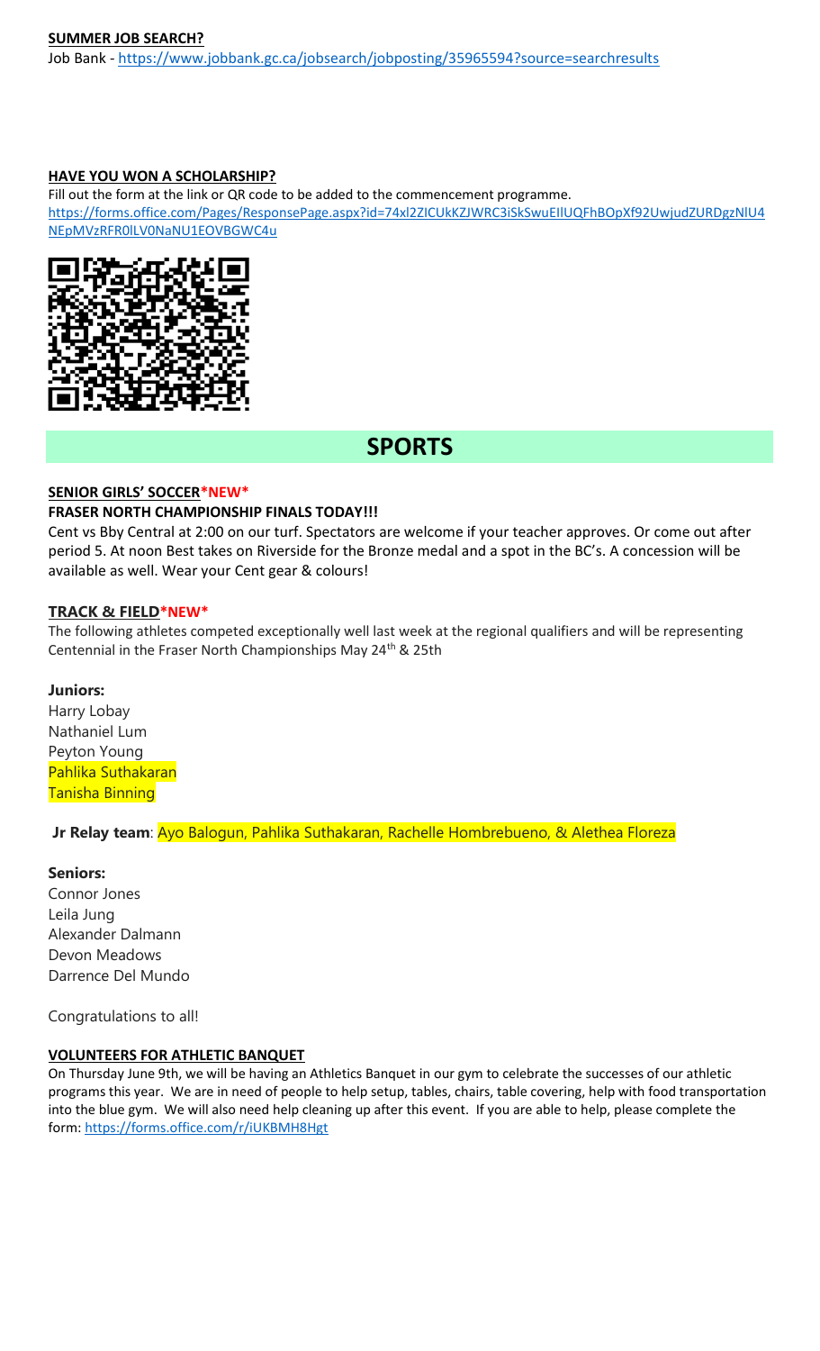**SUMMER JOB SEARCH?**

Job Bank - https://www.jobbank.gc.ca/jobsearch/jobposting/35965594?source=searchresults

**HAVE YOU WON A SCHOLARSHIP?**

Fill out the form at the link or QR code to be added to the commencement programme.
https://forms.office.com/Pages/ResponsePage.aspx?id=74xl2ZICUkKZJWRC3iSkSwuEIlUQFhBOpXf92UwjudZURDgzNlU4NEpMVzRFR0lLV0NaNU1EOVBGWC4u

# SPORTS

**SENIOR GIRLS' SOCCER*NEW***

**FRASER NORTH CHAMPIONSHIP FINALS TODAY!!!**

Cent vs Bby Central at 2:00 on our turf. Spectators are welcome if your teacher approves. Or come out after period 5. At noon Best takes on Riverside for the Bronze medal and a spot in the BC's. A concession will be available as well. Wear your Cent gear & colours!

**TRACK & FIELD*NEW***

The following athletes competed exceptionally well last week at the regional qualifiers and will be representing Centennial in the Fraser North Championships May 24th & 25th

**Juniors:**

Harry Lobay
Nathaniel Lum
Peyton Young
Pahlika Suthakaran
Tanisha Binning

**Jr Relay team**: Ayo Balogun, Pahlika Suthakaran, Rachelle Hombrebueno, & Alethea Floreza

**Seniors:**

Connor Jones
Leila Jung
Alexander Dalmann
Devon Meadows
Darrence Del Mundo

Congratulations to all!

**VOLUNTEERS FOR ATHLETIC BANQUET**

On Thursday June 9th, we will be having an Athletics Banquet in our gym to celebrate the successes of our athletic programs this year. We are in need of people to help setup, tables, chairs, table covering, help with food transportation into the blue gym. We will also need help cleaning up after this event. If you are able to help, please complete the form: https://forms.office.com/r/iUKBMH8Hgt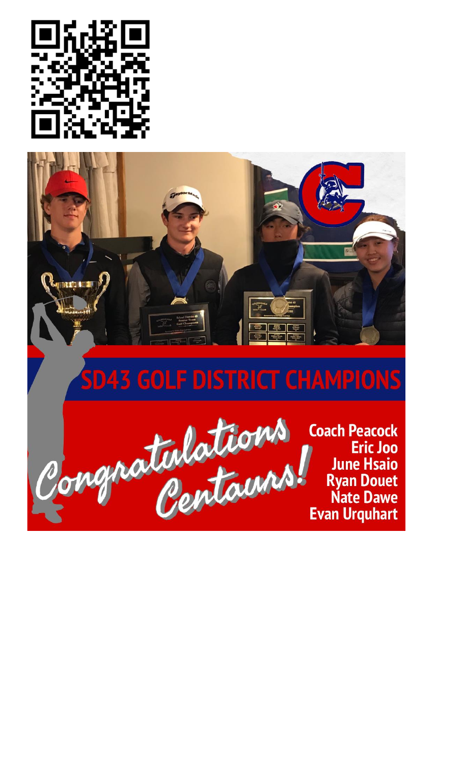# SD43 GOLF DISTRICT CHAMPIONS

Congratulations Centaurs!

**Coach Peacock**
**Eric Joo**
**June Hsaio**
**Ryan Douet**
**Nate Dawe**
**Evan Urquhart**